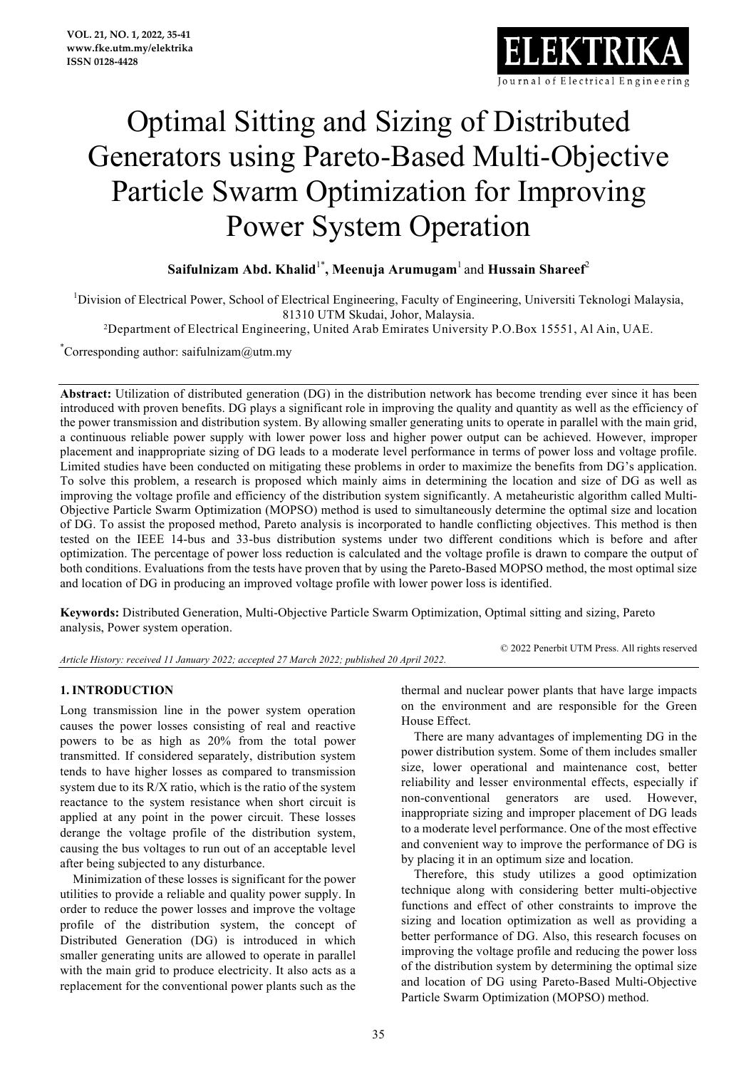# Optimal Sitting and Sizing of Distributed Generators using Pareto-Based Multi-Objective Particle Swarm Optimization for Improving Power System Operation

**Saifulnizam Abd. Khalid**[1*], **Meenuja Arumugam**[1] and **Hussain Shareef**[2]

[1]Division of Electrical Power, School of Electrical Engineering, Faculty of Engineering, Universiti Teknologi Malaysia, 81310 UTM Skudai, Johor, Malaysia.

[2]Department of Electrical Engineering, United Arab Emirates University P.O.Box 15551, Al Ain, UAE.

[*]Corresponding author: saifulnizam@utm.my

**Abstract:** Utilization of distributed generation (DG) in the distribution network has become trending ever since it has been introduced with proven benefits. DG plays a significant role in improving the quality and quantity as well as the efficiency of the power transmission and distribution system. By allowing smaller generating units to operate in parallel with the main grid, a continuous reliable power supply with lower power loss and higher power output can be achieved. However, improper placement and inappropriate sizing of DG leads to a moderate level performance in terms of power loss and voltage profile. Limited studies have been conducted on mitigating these problems in order to maximize the benefits from DG's application. To solve this problem, a research is proposed which mainly aims in determining the location and size of DG as well as improving the voltage profile and efficiency of the distribution system significantly. A metaheuristic algorithm called Multi-Objective Particle Swarm Optimization (MOPSO) method is used to simultaneously determine the optimal size and location of DG. To assist the proposed method, Pareto analysis is incorporated to handle conflicting objectives. This method is then tested on the IEEE 14-bus and 33-bus distribution systems under two different conditions which is before and after optimization. The percentage of power loss reduction is calculated and the voltage profile is drawn to compare the output of both conditions. Evaluations from the tests have proven that by using the Pareto-Based MOPSO method, the most optimal size and location of DG in producing an improved voltage profile with lower power loss is identified.

**Keywords:** Distributed Generation, Multi-Objective Particle Swarm Optimization, Optimal sitting and sizing, Pareto analysis, Power system operation.

© 2022 Penerbit UTM Press. All rights reserved

*Article History: received 11 January 2022; accepted 27 March 2022; published 20 April 2022.*

## 1. INTRODUCTION

Long transmission line in the power system operation causes the power losses consisting of real and reactive powers to be as high as 20% from the total power transmitted. If considered separately, distribution system tends to have higher losses as compared to transmission system due to its R/X ratio, which is the ratio of the system reactance to the system resistance when short circuit is applied at any point in the power circuit. These losses derange the voltage profile of the distribution system, causing the bus voltages to run out of an acceptable level after being subjected to any disturbance.

Minimization of these losses is significant for the power utilities to provide a reliable and quality power supply. In order to reduce the power losses and improve the voltage profile of the distribution system, the concept of Distributed Generation (DG) is introduced in which smaller generating units are allowed to operate in parallel with the main grid to produce electricity. It also acts as a replacement for the conventional power plants such as the thermal and nuclear power plants that have large impacts on the environment and are responsible for the Green House Effect.

There are many advantages of implementing DG in the power distribution system. Some of them includes smaller size, lower operational and maintenance cost, better reliability and lesser environmental effects, especially if non-conventional generators are used. However, inappropriate sizing and improper placement of DG leads to a moderate level performance. One of the most effective and convenient way to improve the performance of DG is by placing it in an optimum size and location.

Therefore, this study utilizes a good optimization technique along with considering better multi-objective functions and effect of other constraints to improve the sizing and location optimization as well as providing a better performance of DG. Also, this research focuses on improving the voltage profile and reducing the power loss of the distribution system by determining the optimal size and location of DG using Pareto-Based Multi-Objective Particle Swarm Optimization (MOPSO) method.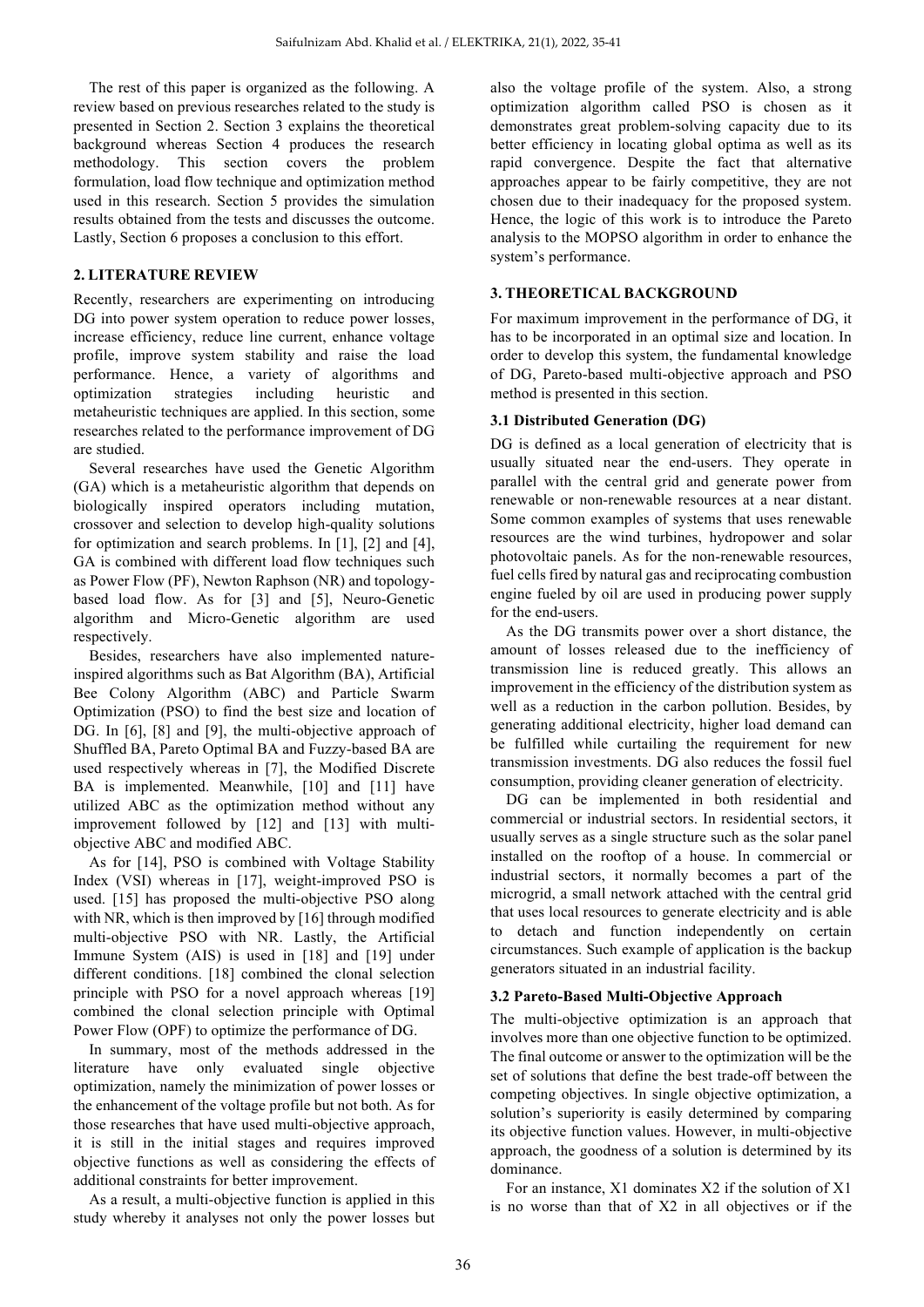The rest of this paper is organized as the following. A review based on previous researches related to the study is presented in Section 2. Section 3 explains the theoretical background whereas Section 4 produces the research methodology. This section covers the problem formulation, load flow technique and optimization method used in this research. Section 5 provides the simulation results obtained from the tests and discusses the outcome. Lastly, Section 6 proposes a conclusion to this effort.

## 2. LITERATURE REVIEW

Recently, researchers are experimenting on introducing DG into power system operation to reduce power losses, increase efficiency, reduce line current, enhance voltage profile, improve system stability and raise the load performance. Hence, a variety of algorithms and optimization strategies including heuristic and metaheuristic techniques are applied. In this section, some researches related to the performance improvement of DG are studied.

Several researches have used the Genetic Algorithm (GA) which is a metaheuristic algorithm that depends on biologically inspired operators including mutation, crossover and selection to develop high-quality solutions for optimization and search problems. In [1], [2] and [4], GA is combined with different load flow techniques such as Power Flow (PF), Newton Raphson (NR) and topology-based load flow. As for [3] and [5], Neuro-Genetic algorithm and Micro-Genetic algorithm are used respectively.

Besides, researchers have also implemented nature-inspired algorithms such as Bat Algorithm (BA), Artificial Bee Colony Algorithm (ABC) and Particle Swarm Optimization (PSO) to find the best size and location of DG. In [6], [8] and [9], the multi-objective approach of Shuffled BA, Pareto Optimal BA and Fuzzy-based BA are used respectively whereas in [7], the Modified Discrete BA is implemented. Meanwhile, [10] and [11] have utilized ABC as the optimization method without any improvement followed by [12] and [13] with multi-objective ABC and modified ABC.

As for [14], PSO is combined with Voltage Stability Index (VSI) whereas in [17], weight-improved PSO is used. [15] has proposed the multi-objective PSO along with NR, which is then improved by [16] through modified multi-objective PSO with NR. Lastly, the Artificial Immune System (AIS) is used in [18] and [19] under different conditions. [18] combined the clonal selection principle with PSO for a novel approach whereas [19] combined the clonal selection principle with Optimal Power Flow (OPF) to optimize the performance of DG.

In summary, most of the methods addressed in the literature have only evaluated single objective optimization, namely the minimization of power losses or the enhancement of the voltage profile but not both. As for those researches that have used multi-objective approach, it is still in the initial stages and requires improved objective functions as well as considering the effects of additional constraints for better improvement.

As a result, a multi-objective function is applied in this study whereby it analyses not only the power losses but also the voltage profile of the system. Also, a strong optimization algorithm called PSO is chosen as it demonstrates great problem-solving capacity due to its better efficiency in locating global optima as well as its rapid convergence. Despite the fact that alternative approaches appear to be fairly competitive, they are not chosen due to their inadequacy for the proposed system. Hence, the logic of this work is to introduce the Pareto analysis to the MOPSO algorithm in order to enhance the system's performance.

## 3. THEORETICAL BACKGROUND

For maximum improvement in the performance of DG, it has to be incorporated in an optimal size and location. In order to develop this system, the fundamental knowledge of DG, Pareto-based multi-objective approach and PSO method is presented in this section.

### 3.1 Distributed Generation (DG)

DG is defined as a local generation of electricity that is usually situated near the end-users. They operate in parallel with the central grid and generate power from renewable or non-renewable resources at a near distant. Some common examples of systems that uses renewable resources are the wind turbines, hydropower and solar photovoltaic panels. As for the non-renewable resources, fuel cells fired by natural gas and reciprocating combustion engine fueled by oil are used in producing power supply for the end-users.

As the DG transmits power over a short distance, the amount of losses released due to the inefficiency of transmission line is reduced greatly. This allows an improvement in the efficiency of the distribution system as well as a reduction in the carbon pollution. Besides, by generating additional electricity, higher load demand can be fulfilled while curtailing the requirement for new transmission investments. DG also reduces the fossil fuel consumption, providing cleaner generation of electricity.

DG can be implemented in both residential and commercial or industrial sectors. In residential sectors, it usually serves as a single structure such as the solar panel installed on the rooftop of a house. In commercial or industrial sectors, it normally becomes a part of the microgrid, a small network attached with the central grid that uses local resources to generate electricity and is able to detach and function independently on certain circumstances. Such example of application is the backup generators situated in an industrial facility.

### 3.2 Pareto-Based Multi-Objective Approach

The multi-objective optimization is an approach that involves more than one objective function to be optimized. The final outcome or answer to the optimization will be the set of solutions that define the best trade-off between the competing objectives. In single objective optimization, a solution's superiority is easily determined by comparing its objective function values. However, in multi-objective approach, the goodness of a solution is determined by its dominance.

For an instance, X1 dominates X2 if the solution of X1 is no worse than that of X2 in all objectives or if the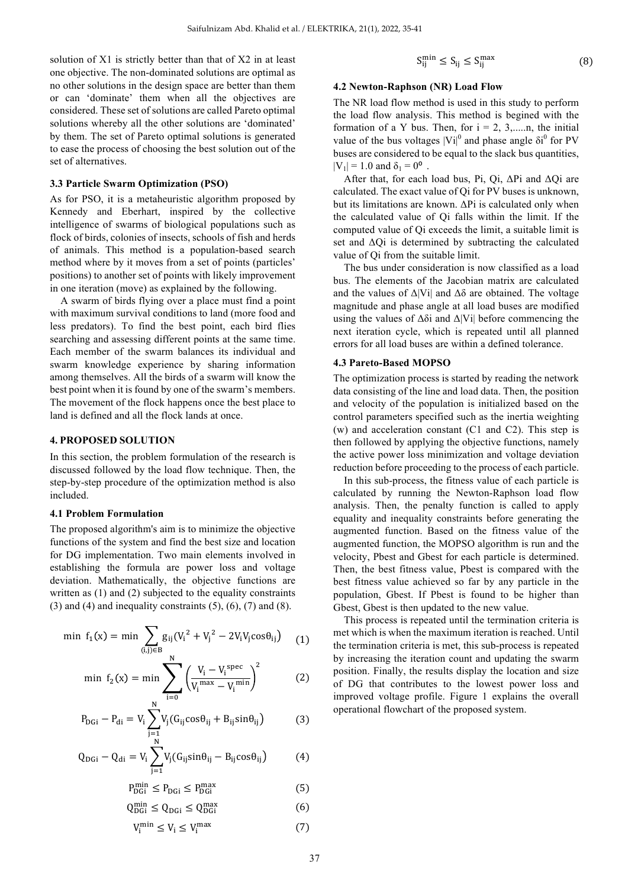solution of X1 is strictly better than that of X2 in at least one objective. The non-dominated solutions are optimal as no other solutions in the design space are better than them or can 'dominate' them when all the objectives are considered. These set of solutions are called Pareto optimal solutions whereby all the other solutions are 'dominated' by them. The set of Pareto optimal solutions is generated to ease the process of choosing the best solution out of the set of alternatives.

### 3.3 Particle Swarm Optimization (PSO)

As for PSO, it is a metaheuristic algorithm proposed by Kennedy and Eberhart, inspired by the collective intelligence of swarms of biological populations such as flock of birds, colonies of insects, schools of fish and herds of animals. This method is a population-based search method where by it moves from a set of points (particles' positions) to another set of points with likely improvement in one iteration (move) as explained by the following.

A swarm of birds flying over a place must find a point with maximum survival conditions to land (more food and less predators). To find the best point, each bird flies searching and assessing different points at the same time. Each member of the swarm balances its individual and swarm knowledge experience by sharing information among themselves. All the birds of a swarm will know the best point when it is found by one of the swarm's members. The movement of the flock happens once the best place to land is defined and all the flock lands at once.

## 4. PROPOSED SOLUTION

In this section, the problem formulation of the research is discussed followed by the load flow technique. Then, the step-by-step procedure of the optimization method is also included.

### 4.1 Problem Formulation

The proposed algorithm's aim is to minimize the objective functions of the system and find the best size and location for DG implementation. Two main elements involved in establishing the formula are power loss and voltage deviation. Mathematically, the objective functions are written as (1) and (2) subjected to the equality constraints (3) and (4) and inequality constraints (5), (6), (7) and (8).

$$\min\ f_1(x) = \min \sum_{(i,j)\in B} g_{ij}\left(V_i^{\,2} + V_j^{\,2} - 2V_iV_j\cos\theta_{ij}\right) \quad (1)$$

$$\min\ f_2(x) = \min \sum_{i=0}^{N} \left(\frac{V_i - V_i^{\,spec}}{V_i^{\,max} - V_i^{\,min}}\right)^2 \quad (2)$$

$$P_{DGi} - P_{di} = V_i \sum_{j=1}^{N} V_j\left(G_{ij}\cos\theta_{ij} + B_{ij}\sin\theta_{ij}\right) \quad (3)$$

$$Q_{DGi} - Q_{di} = V_i \sum_{j=1}^{N} V_j\left(G_{ij}\sin\theta_{ij} - B_{ij}\cos\theta_{ij}\right) \quad (4)$$

$$P_{DGi}^{min} \le P_{DGi} \le P_{DGi}^{max} \quad (5)$$

$$Q_{DGi}^{min} \le Q_{DGi} \le Q_{DGi}^{max} \quad (6)$$

$$V_i^{min} \le V_i \le V_i^{max} \quad (7)$$

$$S_{ij}^{min} \le S_{ij} \le S_{ij}^{max} \quad (8)$$

### 4.2 Newton-Raphson (NR) Load Flow

The NR load flow method is used in this study to perform the load flow analysis. This method is begined with the formation of a Y bus. Then, for i = 2, 3,.....n, the initial value of the bus voltages $|V_i|^0$ and phase angle $\delta_i^0$ for PV buses are considered to be equal to the slack bus quantities, $|V_1| = 1.0$ and $\delta_1 = 0^o$ .

After that, for each load bus, Pi, Qi, ΔPi and ΔQi are calculated. The exact value of Qi for PV buses is unknown, but its limitations are known. ΔPi is calculated only when the calculated value of Qi falls within the limit. If the computed value of Qi exceeds the limit, a suitable limit is set and ΔQi is determined by subtracting the calculated value of Qi from the suitable limit.

The bus under consideration is now classified as a load bus. The elements of the Jacobian matrix are calculated and the values of Δ|Vi| and Δδ are obtained. The voltage magnitude and phase angle at all load buses are modified using the values of Δδi and Δ|Vi| before commencing the next iteration cycle, which is repeated until all planned errors for all load buses are within a defined tolerance.

### 4.3 Pareto-Based MOPSO

The optimization process is started by reading the network data consisting of the line and load data. Then, the position and velocity of the population is initialized based on the control parameters specified such as the inertia weighting (w) and acceleration constant (C1 and C2). This step is then followed by applying the objective functions, namely the active power loss minimization and voltage deviation reduction before proceeding to the process of each particle.

In this sub-process, the fitness value of each particle is calculated by running the Newton-Raphson load flow analysis. Then, the penalty function is called to apply equality and inequality constraints before generating the augmented function. Based on the fitness value of the augmented function, the MOPSO algorithm is run and the velocity, Pbest and Gbest for each particle is determined. Then, the best fitness value, Pbest is compared with the best fitness value achieved so far by any particle in the population, Gbest. If Pbest is found to be higher than Gbest, Gbest is then updated to the new value.

This process is repeated until the termination criteria is met which is when the maximum iteration is reached. Until the termination criteria is met, this sub-process is repeated by increasing the iteration count and updating the swarm position. Finally, the results display the location and size of DG that contributes to the lowest power loss and improved voltage profile. Figure 1 explains the overall operational flowchart of the proposed system.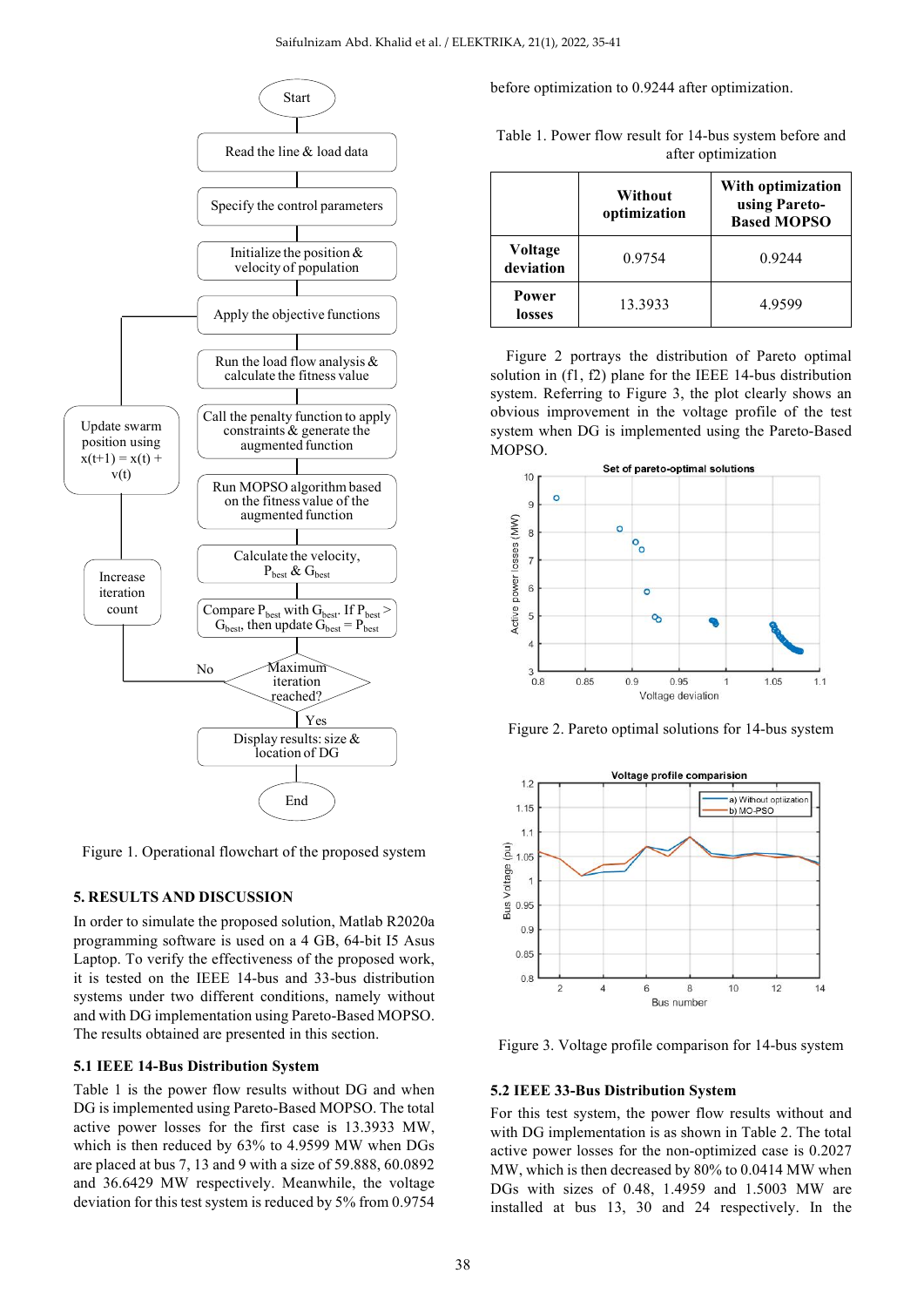Figure 1. Operational flowchart of the proposed system

## 5. RESULTS AND DISCUSSION

In order to simulate the proposed solution, Matlab R2020a programming software is used on a 4 GB, 64-bit I5 Asus Laptop. To verify the effectiveness of the proposed work, it is tested on the IEEE 14-bus and 33-bus distribution systems under two different conditions, namely without and with DG implementation using Pareto-Based MOPSO. The results obtained are presented in this section.

### 5.1 IEEE 14-Bus Distribution System

Table 1 is the power flow results without DG and when DG is implemented using Pareto-Based MOPSO. The total active power losses for the first case is 13.3933 MW, which is then reduced by 63% to 4.9599 MW when DGs are placed at bus 7, 13 and 9 with a size of 59.888, 60.0892 and 36.6429 MW respectively. Meanwhile, the voltage deviation for this test system is reduced by 5% from 0.9754 before optimization to 0.9244 after optimization.

Table 1. Power flow result for 14-bus system before and after optimization

| | Without optimization | With optimization using Pareto-Based MOPSO |
|---|---|---|
| **Voltage deviation** | 0.9754 | 0.9244 |
| **Power losses** | 13.3933 | 4.9599 |

Figure 2 portrays the distribution of Pareto optimal solution in (f1, f2) plane for the IEEE 14-bus distribution system. Referring to Figure 3, the plot clearly shows an obvious improvement in the voltage profile of the test system when DG is implemented using the Pareto-Based MOPSO.

Figure 2. Pareto optimal solutions for 14-bus system

Figure 3. Voltage profile comparison for 14-bus system

### 5.2 IEEE 33-Bus Distribution System

For this test system, the power flow results without and with DG implementation is as shown in Table 2. The total active power losses for the non-optimized case is 0.2027 MW, which is then decreased by 80% to 0.0414 MW when DGs with sizes of 0.48, 1.4959 and 1.5003 MW are installed at bus 13, 30 and 24 respectively. In the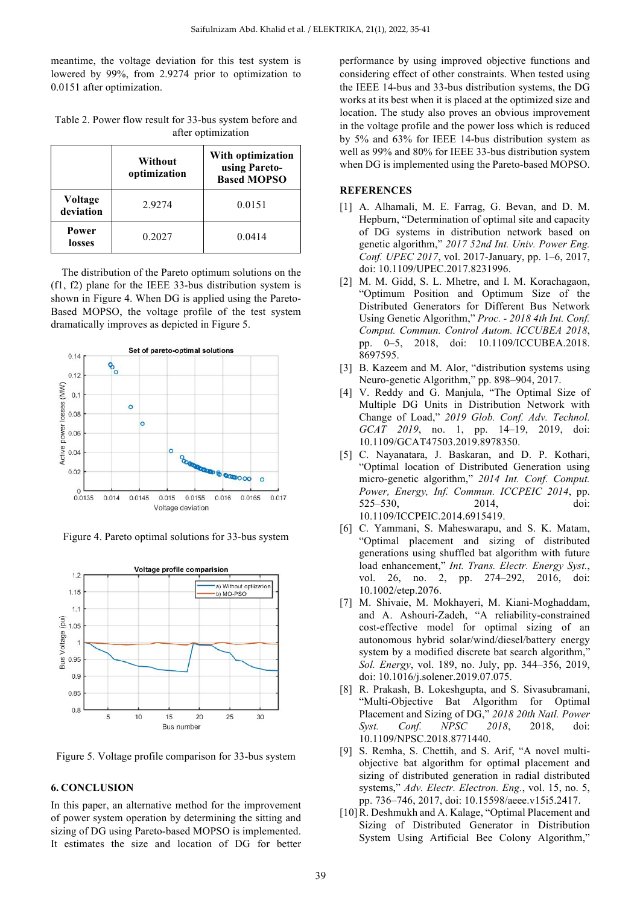meantime, the voltage deviation for this test system is lowered by 99%, from 2.9274 prior to optimization to 0.0151 after optimization.

Table 2. Power flow result for 33-bus system before and after optimization

| | Without optimization | With optimization using Pareto-Based MOPSO |
|---|---|---|
| **Voltage deviation** | 2.9274 | 0.0151 |
| **Power losses** | 0.2027 | 0.0414 |

The distribution of the Pareto optimum solutions on the (f1, f2) plane for the IEEE 33-bus distribution system is shown in Figure 4. When DG is applied using the Pareto-Based MOPSO, the voltage profile of the test system dramatically improves as depicted in Figure 5.

Figure 4. Pareto optimal solutions for 33-bus system

Figure 5. Voltage profile comparison for 33-bus system

## 6. CONCLUSION

In this paper, an alternative method for the improvement of power system operation by determining the sitting and sizing of DG using Pareto-based MOPSO is implemented. It estimates the size and location of DG for better performance by using improved objective functions and considering effect of other constraints. When tested using the IEEE 14-bus and 33-bus distribution systems, the DG works at its best when it is placed at the optimized size and location. The study also proves an obvious improvement in the voltage profile and the power loss which is reduced by 5% and 63% for IEEE 14-bus distribution system as well as 99% and 80% for IEEE 33-bus distribution system when DG is implemented using the Pareto-based MOPSO.

## REFERENCES

[1] A. Alhamali, M. E. Farrag, G. Bevan, and D. M. Hepburn, "Determination of optimal site and capacity of DG systems in distribution network based on genetic algorithm," *2017 52nd Int. Univ. Power Eng. Conf. UPEC 2017*, vol. 2017-January, pp. 1–6, 2017, doi: 10.1109/UPEC.2017.8231996.

[2] M. M. Gidd, S. L. Mhetre, and I. M. Korachagaon, "Optimum Position and Optimum Size of the Distributed Generators for Different Bus Network Using Genetic Algorithm," *Proc. - 2018 4th Int. Conf. Comput. Commun. Control Autom. ICCUBEA 2018*, pp. 0–5, 2018, doi: 10.1109/ICCUBEA.2018.8697595.

[3] B. Kazeem and M. Alor, "distribution systems using Neuro-genetic Algorithm," pp. 898–904, 2017.

[4] V. Reddy and G. Manjula, "The Optimal Size of Multiple DG Units in Distribution Network with Change of Load," *2019 Glob. Conf. Adv. Technol. GCAT 2019*, no. 1, pp. 14–19, 2019, doi: 10.1109/GCAT47503.2019.8978350.

[5] C. Nayanatara, J. Baskaran, and D. P. Kothari, "Optimal location of Distributed Generation using micro-genetic algorithm," *2014 Int. Conf. Comput. Power, Energy, Inf. Commun. ICCPEIC 2014*, pp. 525–530, 2014, doi: 10.1109/ICCPEIC.2014.6915419.

[6] C. Yammani, S. Maheswarapu, and S. K. Matam, "Optimal placement and sizing of distributed generations using shuffled bat algorithm with future load enhancement," *Int. Trans. Electr. Energy Syst.*, vol. 26, no. 2, pp. 274–292, 2016, doi: 10.1002/etep.2076.

[7] M. Shivaie, M. Mokhayeri, M. Kiani-Moghaddam, and A. Ashouri-Zadeh, "A reliability-constrained cost-effective model for optimal sizing of an autonomous hybrid solar/wind/diesel/battery energy system by a modified discrete bat search algorithm," *Sol. Energy*, vol. 189, no. July, pp. 344–356, 2019, doi: 10.1016/j.solener.2019.07.075.

[8] R. Prakash, B. Lokeshgupta, and S. Sivasubramani, "Multi-Objective Bat Algorithm for Optimal Placement and Sizing of DG," *2018 20th Natl. Power Syst. Conf. NPSC 2018*, 2018, doi: 10.1109/NPSC.2018.8771440.

[9] S. Remha, S. Chettih, and S. Arif, "A novel multi-objective bat algorithm for optimal placement and sizing of distributed generation in radial distributed systems," *Adv. Electr. Electron. Eng.*, vol. 15, no. 5, pp. 736–746, 2017, doi: 10.15598/aeee.v15i5.2417.

[10] R. Deshmukh and A. Kalage, "Optimal Placement and Sizing of Distributed Generator in Distribution System Using Artificial Bee Colony Algorithm,"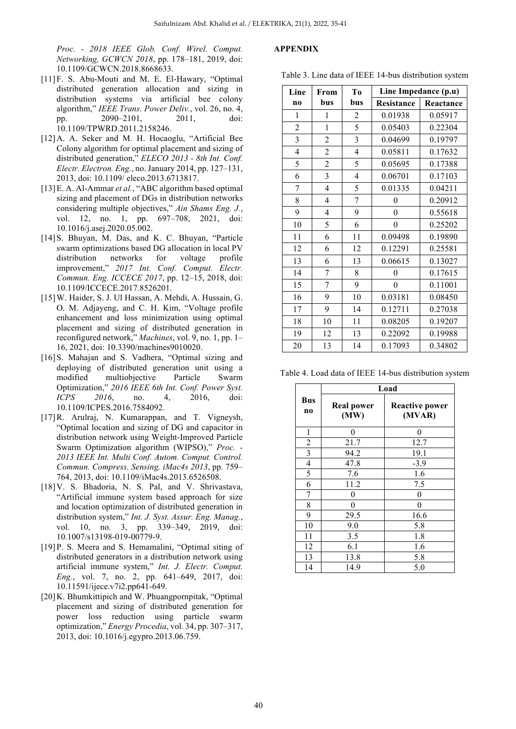*Proc. - 2018 IEEE Glob. Conf. Wirel. Comput. Networking, GCWCN 2018*, pp. 178–181, 2019, doi: 10.1109/GCWCN.2018.8668633.

[11] F. S. Abu-Mouti and M. E. El-Hawary, "Optimal distributed generation allocation and sizing in distribution systems via artificial bee colony algorithm," *IEEE Trans. Power Deliv.*, vol. 26, no. 4, pp. 2090–2101, 2011, doi: 10.1109/TPWRD.2011.2158246.

[12] A. A. Seker and M. H. Hocaoglu, "Artificial Bee Colony algorithm for optimal placement and sizing of distributed generation," *ELECO 2013 - 8th Int. Conf. Electr. Electron. Eng.*, no. January 2014, pp. 127–131, 2013, doi: 10.1109/ eleco.2013.6713817.

[13] E. A. Al-Ammar *et al.*, "ABC algorithm based optimal sizing and placement of DGs in distribution networks considering multiple objectives," *Ain Shams Eng. J.*, vol. 12, no. 1, pp. 697–708, 2021, doi: 10.1016/j.asej.2020.05.002.

[14] S. Bhuyan, M. Das, and K. C. Bhuyan, "Particle swarm optimizations based DG allocation in local PV distribution networks for voltage profile improvement," *2017 Int. Conf. Comput. Electr. Commun. Eng. ICCECE 2017*, pp. 12–15, 2018, doi: 10.1109/ICCECE.2017.8526201.

[15] W. Haider, S. J. Ul Hassan, A. Mehdi, A. Hussain, G. O. M. Adjayeng, and C. H. Kim, "Voltage profile enhancement and loss minimization using optimal placement and sizing of distributed generation in reconfigured network," *Machines*, vol. 9, no. 1, pp. 1–16, 2021, doi: 10.3390/machines9010020.

[16] S. Mahajan and S. Vadhera, "Optimal sizing and deploying of distributed generation unit using a modified multiobjective Particle Swarm Optimization," *2016 IEEE 6th Int. Conf. Power Syst. ICPS 2016*, no. 4, 2016, doi: 10.1109/ICPES.2016.7584092.

[17] R. Arulraj, N. Kumarappan, and T. Vigneysh, "Optimal location and sizing of DG and capacitor in distribution network using Weight-Improved Particle Swarm Optimization algorithm (WIPSO)," *Proc. - 2013 IEEE Int. Multi Conf. Autom. Comput. Control. Commun. Compress. Sensing, iMac4s 2013*, pp. 759–764, 2013, doi: 10.1109/iMac4s.2013.6526508.

[18] V. S. Bhadoria, N. S. Pal, and V. Shrivastava, "Artificial immune system based approach for size and location optimization of distributed generation in distribution system," *Int. J. Syst. Assur. Eng. Manag.*, vol. 10, no. 3, pp. 339–349, 2019, doi: 10.1007/s13198-019-00779-9.

[19] P. S. Meera and S. Hemamalini, "Optimal siting of distributed generators in a distribution network using artificial immune system," *Int. J. Electr. Comput. Eng.*, vol. 7, no. 2, pp. 641–649, 2017, doi: 10.11591/ijece.v7i2.pp641-649.

[20] K. Bhumkittipich and W. Phuangpornpitak, "Optimal placement and sizing of distributed generation for power loss reduction using particle swarm optimization," *Energy Procedia*, vol. 34, pp. 307–317, 2013, doi: 10.1016/j.egypro.2013.06.759.

## APPENDIX

Table 3. Line data of IEEE 14-bus distribution system

| Line no | From bus | To bus | Line Impedance (p.u) | |
|---|---|---|---|---|
| | | | Resistance | Reactance |
| 1 | 1 | 2 | 0.01938 | 0.05917 |
| 2 | 1 | 5 | 0.05403 | 0.22304 |
| 3 | 2 | 3 | 0.04699 | 0.19797 |
| 4 | 2 | 4 | 0.05811 | 0.17632 |
| 5 | 2 | 5 | 0.05695 | 0.17388 |
| 6 | 3 | 4 | 0.06701 | 0.17103 |
| 7 | 4 | 5 | 0.01335 | 0.04211 |
| 8 | 4 | 7 | 0 | 0.20912 |
| 9 | 4 | 9 | 0 | 0.55618 |
| 10 | 5 | 6 | 0 | 0.25202 |
| 11 | 6 | 11 | 0.09498 | 0.19890 |
| 12 | 6 | 12 | 0.12291 | 0.25581 |
| 13 | 6 | 13 | 0.06615 | 0.13027 |
| 14 | 7 | 8 | 0 | 0.17615 |
| 15 | 7 | 9 | 0 | 0.11001 |
| 16 | 9 | 10 | 0.03181 | 0.08450 |
| 17 | 9 | 14 | 0.12711 | 0.27038 |
| 18 | 10 | 11 | 0.08205 | 0.19207 |
| 19 | 12 | 13 | 0.22092 | 0.19988 |
| 20 | 13 | 14 | 0.17093 | 0.34802 |

Table 4. Load data of IEEE 14-bus distribution system

| Bus no | Load | |
|---|---|---|
| | Real power (MW) | Reactive power (MVAR) |
| 1 | 0 | 0 |
| 2 | 21.7 | 12.7 |
| 3 | 94.2 | 19.1 |
| 4 | 47.8 | -3.9 |
| 5 | 7.6 | 1.6 |
| 6 | 11.2 | 7.5 |
| 7 | 0 | 0 |
| 8 | 0 | 0 |
| 9 | 29.5 | 16.6 |
| 10 | 9.0 | 5.8 |
| 11 | 3.5 | 1.8 |
| 12 | 6.1 | 1.6 |
| 13 | 13.8 | 5.8 |
| 14 | 14.9 | 5.0 |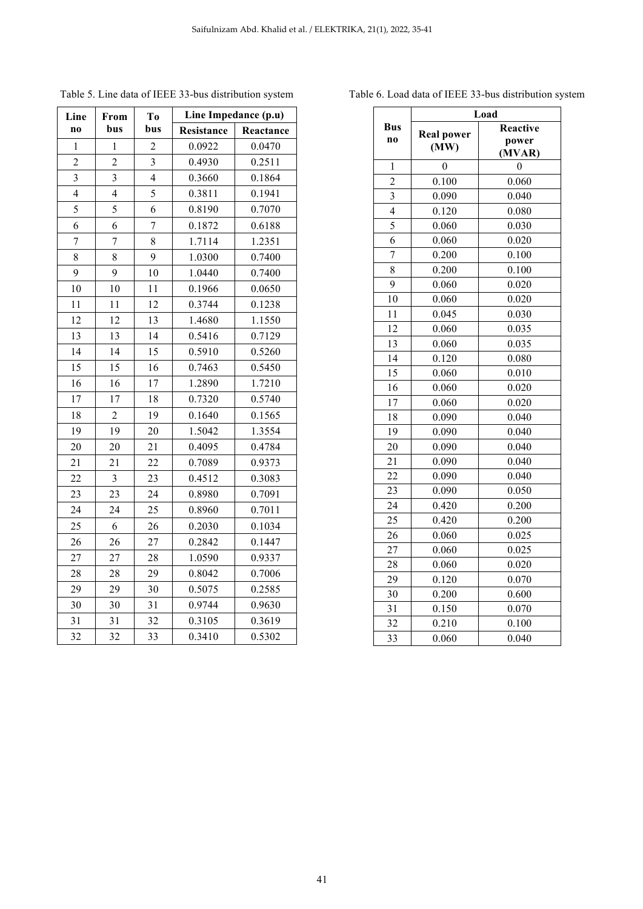Table 5. Line data of IEEE 33-bus distribution system

| Line no | From bus | To bus | Line Impedance (p.u) | |
|---|---|---|---|---|
| | | | Resistance | Reactance |
| 1 | 1 | 2 | 0.0922 | 0.0470 |
| 2 | 2 | 3 | 0.4930 | 0.2511 |
| 3 | 3 | 4 | 0.3660 | 0.1864 |
| 4 | 4 | 5 | 0.3811 | 0.1941 |
| 5 | 5 | 6 | 0.8190 | 0.7070 |
| 6 | 6 | 7 | 0.1872 | 0.6188 |
| 7 | 7 | 8 | 1.7114 | 1.2351 |
| 8 | 8 | 9 | 1.0300 | 0.7400 |
| 9 | 9 | 10 | 1.0440 | 0.7400 |
| 10 | 10 | 11 | 0.1966 | 0.0650 |
| 11 | 11 | 12 | 0.3744 | 0.1238 |
| 12 | 12 | 13 | 1.4680 | 1.1550 |
| 13 | 13 | 14 | 0.5416 | 0.7129 |
| 14 | 14 | 15 | 0.5910 | 0.5260 |
| 15 | 15 | 16 | 0.7463 | 0.5450 |
| 16 | 16 | 17 | 1.2890 | 1.7210 |
| 17 | 17 | 18 | 0.7320 | 0.5740 |
| 18 | 2 | 19 | 0.1640 | 0.1565 |
| 19 | 19 | 20 | 1.5042 | 1.3554 |
| 20 | 20 | 21 | 0.4095 | 0.4784 |
| 21 | 21 | 22 | 0.7089 | 0.9373 |
| 22 | 3 | 23 | 0.4512 | 0.3083 |
| 23 | 23 | 24 | 0.8980 | 0.7091 |
| 24 | 24 | 25 | 0.8960 | 0.7011 |
| 25 | 6 | 26 | 0.2030 | 0.1034 |
| 26 | 26 | 27 | 0.2842 | 0.1447 |
| 27 | 27 | 28 | 1.0590 | 0.9337 |
| 28 | 28 | 29 | 0.8042 | 0.7006 |
| 29 | 29 | 30 | 0.5075 | 0.2585 |
| 30 | 30 | 31 | 0.9744 | 0.9630 |
| 31 | 31 | 32 | 0.3105 | 0.3619 |
| 32 | 32 | 33 | 0.3410 | 0.5302 |

Table 6. Load data of IEEE 33-bus distribution system

| Bus no | Load | |
|---|---|---|
| | Real power (MW) | Reactive power (MVAR) |
| 1 | 0 | 0 |
| 2 | 0.100 | 0.060 |
| 3 | 0.090 | 0.040 |
| 4 | 0.120 | 0.080 |
| 5 | 0.060 | 0.030 |
| 6 | 0.060 | 0.020 |
| 7 | 0.200 | 0.100 |
| 8 | 0.200 | 0.100 |
| 9 | 0.060 | 0.020 |
| 10 | 0.060 | 0.020 |
| 11 | 0.045 | 0.030 |
| 12 | 0.060 | 0.035 |
| 13 | 0.060 | 0.035 |
| 14 | 0.120 | 0.080 |
| 15 | 0.060 | 0.010 |
| 16 | 0.060 | 0.020 |
| 17 | 0.060 | 0.020 |
| 18 | 0.090 | 0.040 |
| 19 | 0.090 | 0.040 |
| 20 | 0.090 | 0.040 |
| 21 | 0.090 | 0.040 |
| 22 | 0.090 | 0.040 |
| 23 | 0.090 | 0.050 |
| 24 | 0.420 | 0.200 |
| 25 | 0.420 | 0.200 |
| 26 | 0.060 | 0.025 |
| 27 | 0.060 | 0.025 |
| 28 | 0.060 | 0.020 |
| 29 | 0.120 | 0.070 |
| 30 | 0.200 | 0.600 |
| 31 | 0.150 | 0.070 |
| 32 | 0.210 | 0.100 |
| 33 | 0.060 | 0.040 |